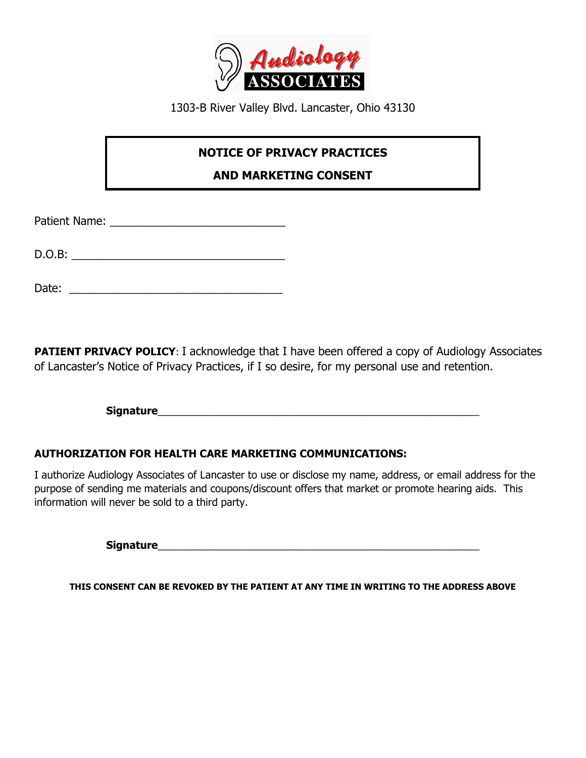**Audiology ASSOCIATES**

1303-B River Valley Blvd. Lancaster, Ohio 43130

## NOTICE OF PRIVACY PRACTICES AND MARKETING CONSENT

Patient Name: ____________________________

D.O.B: __________________________________

Date: __________________________________

**PATIENT PRIVACY POLICY**: I acknowledge that I have been offered a copy of Audiology Associates of Lancaster's Notice of Privacy Practices, if I so desire, for my personal use and retention.

**Signature**_______________________________________________________

**AUTHORIZATION FOR HEALTH CARE MARKETING COMMUNICATIONS:**

I authorize Audiology Associates of Lancaster to use or disclose my name, address, or email address for the purpose of sending me materials and coupons/discount offers that market or promote hearing aids. This information will never be sold to a third party.

**Signature**_______________________________________________________

**THIS CONSENT CAN BE REVOKED BY THE PATIENT AT ANY TIME IN WRITING TO THE ADDRESS ABOVE**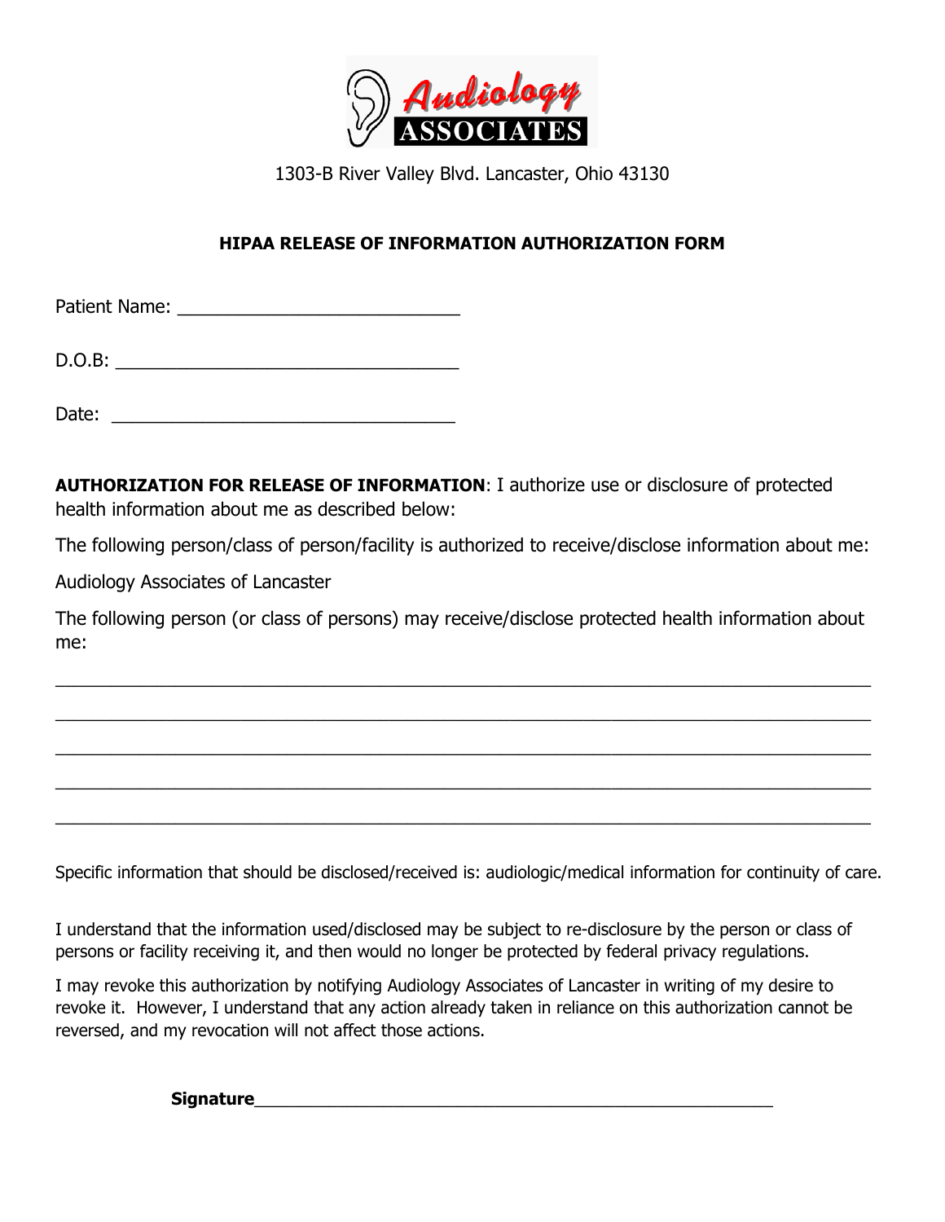Audiology ASSOCIATES

1303-B River Valley Blvd. Lancaster, Ohio 43130

## HIPAA RELEASE OF INFORMATION AUTHORIZATION FORM

Patient Name: ___________________________

D.O.B: _________________________________

Date: _________________________________

**AUTHORIZATION FOR RELEASE OF INFORMATION**: I authorize use or disclosure of protected health information about me as described below:

The following person/class of person/facility is authorized to receive/disclose information about me:

Audiology Associates of Lancaster

The following person (or class of persons) may receive/disclose protected health information about me:

_______________________________________________________________________________

_______________________________________________________________________________

_______________________________________________________________________________

_______________________________________________________________________________

_______________________________________________________________________________

Specific information that should be disclosed/received is: audiologic/medical information for continuity of care.

I understand that the information used/disclosed may be subject to re-disclosure by the person or class of persons or facility receiving it, and then would no longer be protected by federal privacy regulations.

I may revoke this authorization by notifying Audiology Associates of Lancaster in writing of my desire to revoke it. However, I understand that any action already taken in reliance on this authorization cannot be reversed, and my revocation will not affect those actions.

**Signature**_________________________________________________